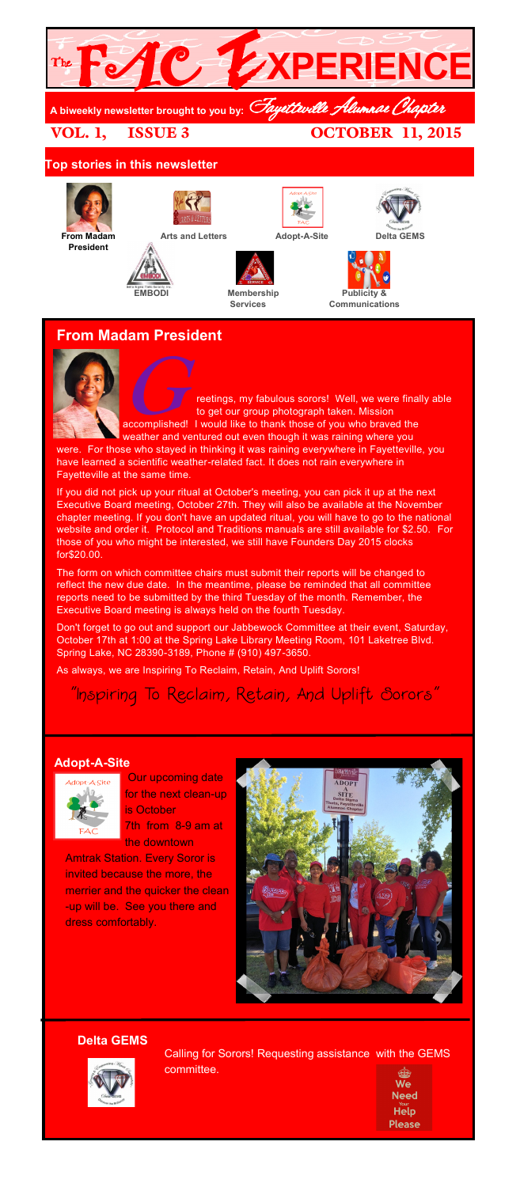# The FAC EXPERIENCE

A biweekly newsletter brought to you by: *Fayetteville Alumnae Chapter*

**VOL. 1, ISSUE 3** **OCTOBER 11, 2015**

## Top stories in this newsletter

- From Madam President
- Arts and Letters
- Adopt-A-Site
- Delta GEMS
- EMBODI
- Membership Services
- Publicity & Communications

## From Madam President

Greetings, my fabulous sorors! Well, we were finally able to get our group photograph taken. Mission accomplished! I would like to thank those of you who braved the weather and ventured out even though it was raining where you were. For those who stayed in thinking it was raining everywhere in Fayetteville, you have learned a scientific weather-related fact. It does not rain everywhere in Fayetteville at the same time.

If you did not pick up your ritual at October's meeting, you can pick it up at the next Executive Board meeting, October 27th. They will also be available at the November chapter meeting. If you don't have an updated ritual, you will have to go to the national website and order it. Protocol and Traditions manuals are still available for $2.50. For those of you who might be interested, we still have Founders Day 2015 clocks for$20.00.

The form on which committee chairs must submit their reports will be changed to reflect the new due date. In the meantime, please be reminded that all committee reports need to be submitted by the third Tuesday of the month. Remember, the Executive Board meeting is always held on the fourth Tuesday.

Don't forget to go out and support our Jabbewock Committee at their event, Saturday, October 17th at 1:00 at the Spring Lake Library Meeting Room, 101 Laketree Blvd. Spring Lake, NC 28390-3189, Phone # (910) 497-3650.

As always, we are Inspiring To Reclaim, Retain, And Uplift Sorors!

*"Inspiring To Reclaim, Retain, And Uplift Sorors"*

### Adopt-A-Site

Our upcoming date for the next clean-up is October 7th from 8-9 am at the downtown Amtrak Station. Every Soror is invited because the more, the merrier and the quicker the clean-up will be. See you there and dress comfortably.

### Delta GEMS

Calling for Sorors! Requesting assistance with the GEMS committee.

We Need Your Help Please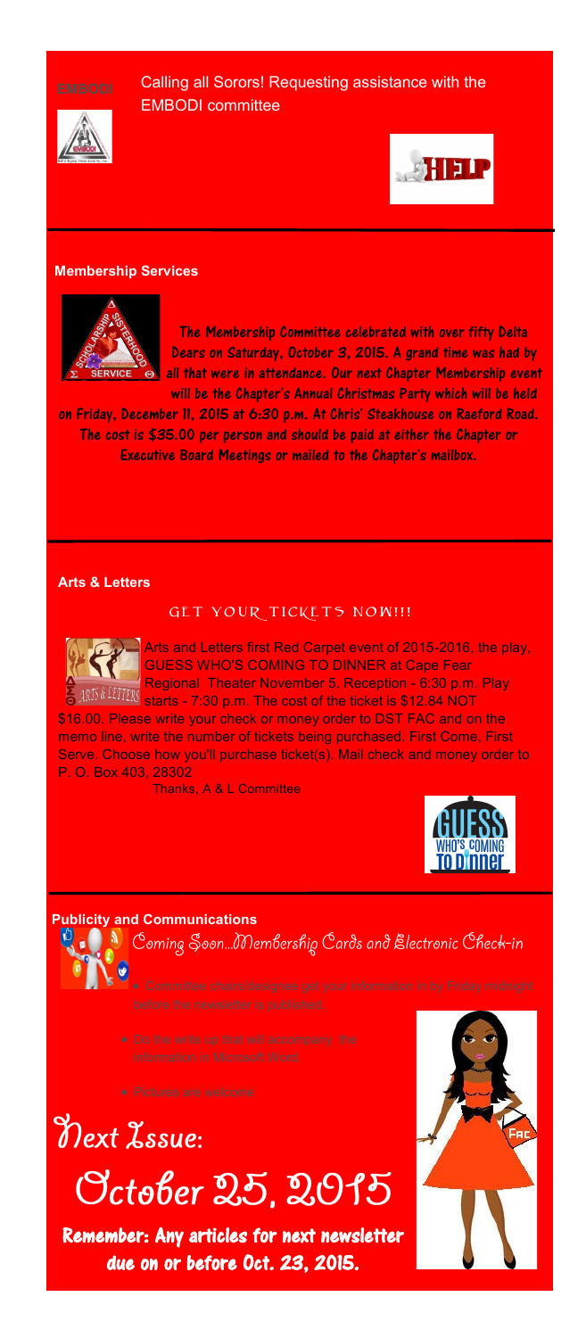EMBODI

Calling all Sorors! Requesting assistance with the EMBODI committee

### Membership Services

The Membership Committee celebrated with over fifty Delta Dears on Saturday, October 3, 2015. A grand time was had by all that were in attendance. Our next Chapter Membership event will be the Chapter's Annual Christmas Party which will be held on Friday, December 11, 2015 at 6:30 p.m. At Chris' Steakhouse on Raeford Road. The cost is $35.00 per person and should be paid at either the Chapter or Executive Board Meetings or mailed to the Chapter's mailbox.

### Arts & Letters

GET YOUR TICKETS NOW!!!

Arts and Letters first Red Carpet event of 2015-2016, the play, GUESS WHO'S COMING TO DINNER at Cape Fear Regional Theater November 5. Reception - 6:30 p.m. Play starts - 7:30 p.m. The cost of the ticket is $12.84 NOT $16.00. Please write your check or money order to DST FAC and on the memo line, write the number of tickets being purchased. First Come, First Serve. Choose how you'll purchase ticket(s). Mail check and money order to P. O. Box 403, 28302

Thanks, A & L Committee

### Publicity and Communications

Coming Soon...Membership Cards and Electronic Check-in

- Committee chairs/designee get your information in by Friday midnight before the newsletter is published.
- Do the write up that will accompany the information in Microsoft Word.
- Pictures are welcome.

# Next Issue:

# October 25, 2015

**Remember: Any articles for next newsletter due on or before Oct. 23, 2015.**